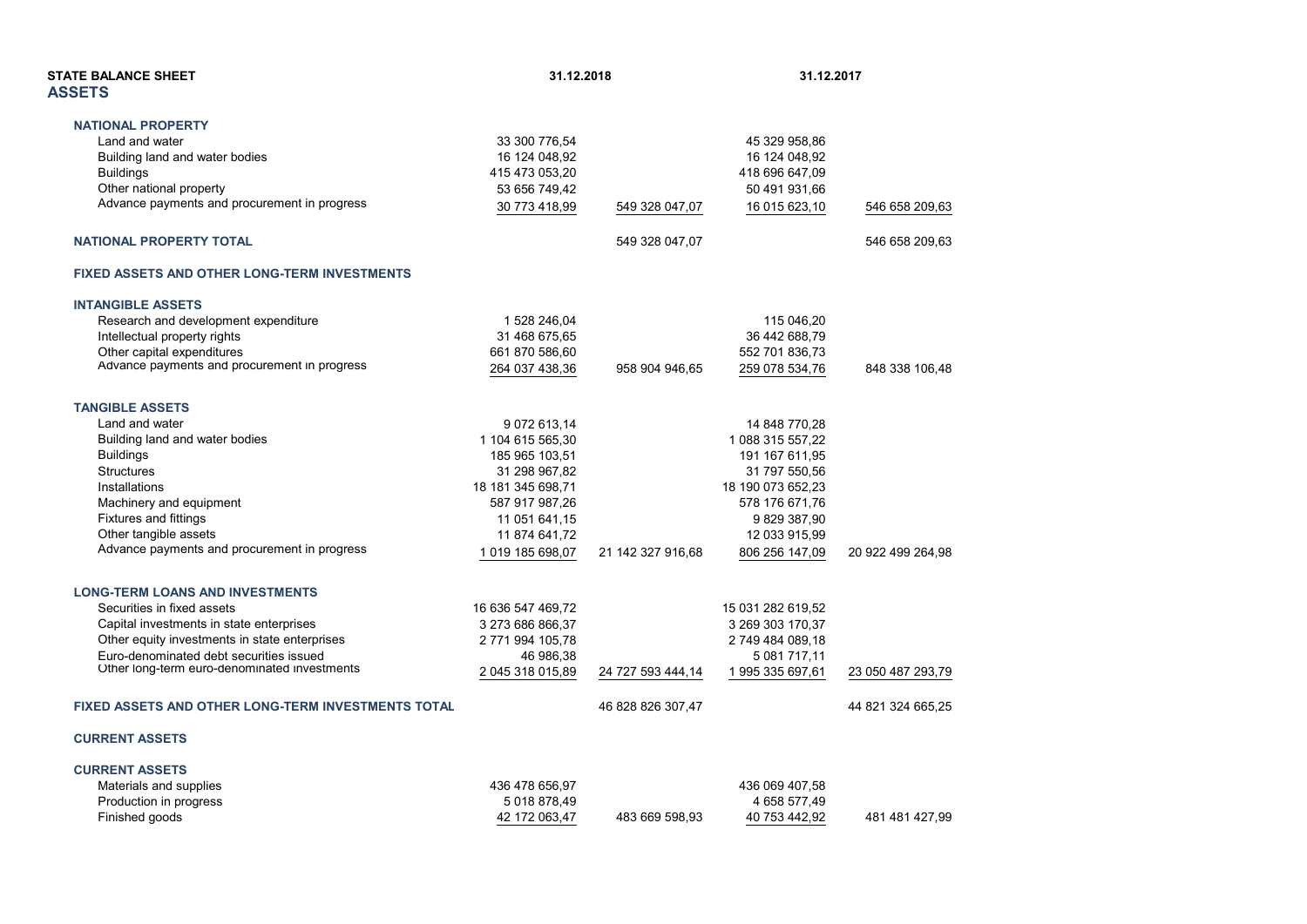**STATE BALANCE SHEET**

## ASSETS

| | 31.12.2018 | | 31.12.2017 | |
|---|---|---|---|---|
| **NATIONAL PROPERTY** | | | | |
| Land and water | 33 300 776,54 | | 45 329 958,86 | |
| Building land and water bodies | 16 124 048,92 | | 16 124 048,92 | |
| Buildings | 415 473 053,20 | | 418 696 647,09 | |
| Other national property | 53 656 749,42 | | 50 491 931,66 | |
| Advance payments and procurement in progress | 30 773 418,99 | 549 328 047,07 | 16 015 623,10 | 546 658 209,63 |
| **NATIONAL PROPERTY TOTAL** | | 549 328 047,07 | | 546 658 209,63 |
| **FIXED ASSETS AND OTHER LONG-TERM INVESTMENTS** | | | | |
| **INTANGIBLE ASSETS** | | | | |
| Research and development expenditure | 1 528 246,04 | | 115 046,20 | |
| Intellectual property rights | 31 468 675,65 | | 36 442 688,79 | |
| Other capital expenditures | 661 870 586,60 | | 552 701 836,73 | |
| Advance payments and procurement in progress | 264 037 438,36 | 958 904 946,65 | 259 078 534,76 | 848 338 106,48 |
| **TANGIBLE ASSETS** | | | | |
| Land and water | 9 072 613,14 | | 14 848 770,28 | |
| Building land and water bodies | 1 104 615 565,30 | | 1 088 315 557,22 | |
| Buildings | 185 965 103,51 | | 191 167 611,95 | |
| Structures | 31 298 967,82 | | 31 797 550,56 | |
| Installations | 18 181 345 698,71 | | 18 190 073 652,23 | |
| Machinery and equipment | 587 917 987,26 | | 578 176 671,76 | |
| Fixtures and fittings | 11 051 641,15 | | 9 829 387,90 | |
| Other tangible assets | 11 874 641,72 | | 12 033 915,99 | |
| Advance payments and procurement in progress | 1 019 185 698,07 | 21 142 327 916,68 | 806 256 147,09 | 20 922 499 264,98 |
| **LONG-TERM LOANS AND INVESTMENTS** | | | | |
| Securities in fixed assets | 16 636 547 469,72 | | 15 031 282 619,52 | |
| Capital investments in state enterprises | 3 273 686 866,37 | | 3 269 303 170,37 | |
| Other equity investments in state enterprises | 2 771 994 105,78 | | 2 749 484 089,18 | |
| Euro-denominated debt securities issued | 46 986,38 | | 5 081 717,11 | |
| Other long-term euro-denominated investments | 2 045 318 015,89 | 24 727 593 444,14 | 1 995 335 697,61 | 23 050 487 293,79 |
| **FIXED ASSETS AND OTHER LONG-TERM INVESTMENTS TOTAL** | | 46 828 826 307,47 | | 44 821 324 665,25 |
| **CURRENT ASSETS** | | | | |
| **CURRENT ASSETS** | | | | |
| Materials and supplies | 436 478 656,97 | | 436 069 407,58 | |
| Production in progress | 5 018 878,49 | | 4 658 577,49 | |
| Finished goods | 42 172 063,47 | 483 669 598,93 | 40 753 442,92 | 481 481 427,99 |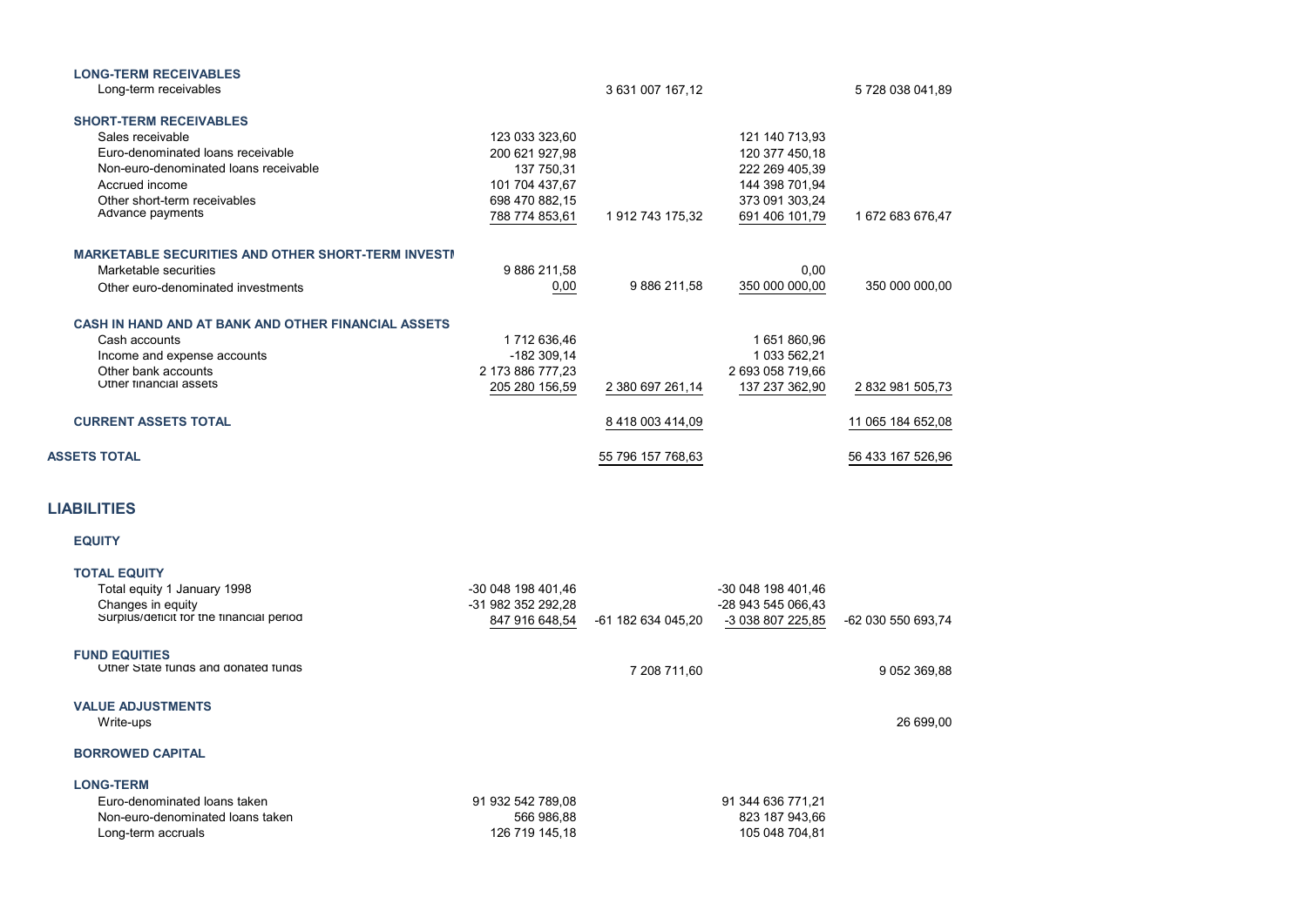| | | | | |
|---|---|---|---|---|
| **LONG-TERM RECEIVABLES** | | | | |
| Long-term receivables | | 3 631 007 167,12 | | 5 728 038 041,89 |
| **SHORT-TERM RECEIVABLES** | | | | |
| Sales receivable | 123 033 323,60 | | 121 140 713,93 | |
| Euro-denominated loans receivable | 200 621 927,98 | | 120 377 450,18 | |
| Non-euro-denominated loans receivable | 137 750,31 | | 222 269 405,39 | |
| Accrued income | 101 704 437,67 | | 144 398 701,94 | |
| Other short-term receivables | 698 470 882,15 | | 373 091 303,24 | |
| Advance payments | 788 774 853,61 | 1 912 743 175,32 | 691 406 101,79 | 1 672 683 676,47 |
| **MARKETABLE SECURITIES AND OTHER SHORT-TERM INVESTMENTS** | | | | |
| Marketable securities | 9 886 211,58 | | 0,00 | |
| Other euro-denominated investments | 0,00 | 9 886 211,58 | 350 000 000,00 | 350 000 000,00 |
| **CASH IN HAND AND AT BANK AND OTHER FINANCIAL ASSETS** | | | | |
| Cash accounts | 1 712 636,46 | | 1 651 860,96 | |
| Income and expense accounts | -182 309,14 | | 1 033 562,21 | |
| Other bank accounts | 2 173 886 777,23 | | 2 693 058 719,66 | |
| Other financial assets | 205 280 156,59 | 2 380 697 261,14 | 137 237 362,90 | 2 832 981 505,73 |
| **CURRENT ASSETS TOTAL** | | 8 418 003 414,09 | | 11 065 184 652,08 |
| **ASSETS TOTAL** | | 55 796 157 768,63 | | 56 433 167 526,96 |

## LIABILITIES

| | | | | |
|---|---|---|---|---|
| **EQUITY** | | | | |
| **TOTAL EQUITY** | | | | |
| Total equity 1 January 1998 | -30 048 198 401,46 | | -30 048 198 401,46 | |
| Changes in equity | -31 982 352 292,28 | | -28 943 545 066,43 | |
| Surplus/deficit for the financial period | 847 916 648,54 | -61 182 634 045,20 | -3 038 807 225,85 | -62 030 550 693,74 |
| **FUND EQUITIES** | | | | |
| Other State funds and donated funds | | 7 208 711,60 | | 9 052 369,88 |
| **VALUE ADJUSTMENTS** | | | | |
| Write-ups | | | | 26 699,00 |
| **BORROWED CAPITAL** | | | | |
| **LONG-TERM** | | | | |
| Euro-denominated loans taken | 91 932 542 789,08 | | 91 344 636 771,21 | |
| Non-euro-denominated loans taken | 566 986,88 | | 823 187 943,66 | |
| Long-term accruals | 126 719 145,18 | | 105 048 704,81 | |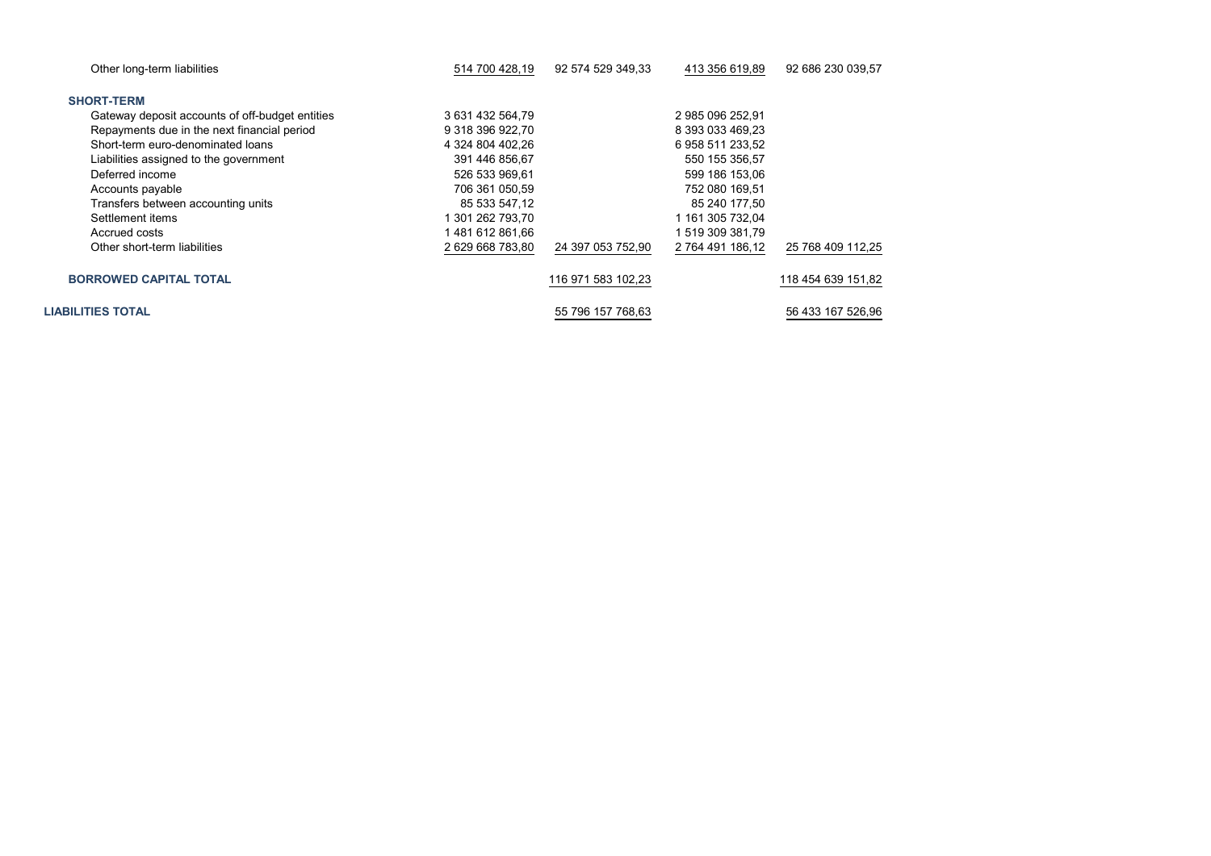| | | | | |
|---|---|---|---|---|
| Other long-term liabilities | 514 700 428,19 | 92 574 529 349,33 | 413 356 619,89 | 92 686 230 039,57 |
| **SHORT-TERM** | | | | |
| Gateway deposit accounts of off-budget entities | 3 631 432 564,79 | | 2 985 096 252,91 | |
| Repayments due in the next financial period | 9 318 396 922,70 | | 8 393 033 469,23 | |
| Short-term euro-denominated loans | 4 324 804 402,26 | | 6 958 511 233,52 | |
| Liabilities assigned to the government | 391 446 856,67 | | 550 155 356,57 | |
| Deferred income | 526 533 969,61 | | 599 186 153,06 | |
| Accounts payable | 706 361 050,59 | | 752 080 169,51 | |
| Transfers between accounting units | 85 533 547,12 | | 85 240 177,50 | |
| Settlement items | 1 301 262 793,70 | | 1 161 305 732,04 | |
| Accrued costs | 1 481 612 861,66 | | 1 519 309 381,79 | |
| Other short-term liabilities | 2 629 668 783,80 | 24 397 053 752,90 | 2 764 491 186,12 | 25 768 409 112,25 |
| **BORROWED CAPITAL TOTAL** | | 116 971 583 102,23 | | 118 454 639 151,82 |
| **LIABILITIES TOTAL** | | 55 796 157 768,63 | | 56 433 167 526,96 |